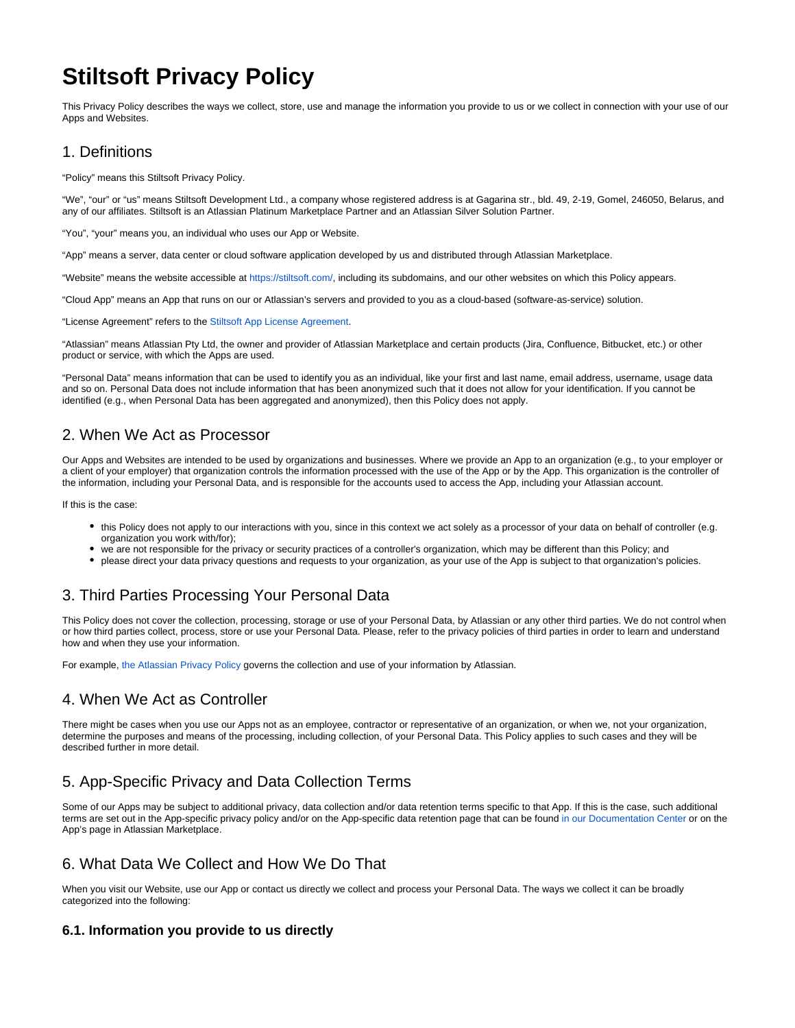# Stiltsoft Privacy Policy

This Privacy Policy describes the ways we collect, store, use and manage the information you provide to us or we collect in connection with your use of our Apps and Websites.

## 1. Definitions

"Policy" means this Stiltsoft Privacy Policy.

"We", "our" or "us" means Stiltsoft Development Ltd., a company whose registered address is at Gagarina str., bld. 49, 2-19, Gomel, 246050, Belarus, and any of our affiliates. Stiltsoft is an Atlassian Platinum Marketplace Partner and an Atlassian Silver Solution Partner.

"You", "your" means you, an individual who uses our App or Website.

"App" means a server, data center or cloud software application developed by us and distributed through Atlassian Marketplace.

"Website" means the website accessible at https://stiltsoft.com/, including its subdomains, and our other websites on which this Policy appears.

"Cloud App" means an App that runs on our or Atlassian's servers and provided to you as a cloud-based (software-as-service) solution.

"License Agreement" refers to the Stiltsoft App License Agreement.

"Atlassian" means Atlassian Pty Ltd, the owner and provider of Atlassian Marketplace and certain products (Jira, Confluence, Bitbucket, etc.) or other product or service, with which the Apps are used.

"Personal Data" means information that can be used to identify you as an individual, like your first and last name, email address, username, usage data and so on. Personal Data does not include information that has been anonymized such that it does not allow for your identification. If you cannot be identified (e.g., when Personal Data has been aggregated and anonymized), then this Policy does not apply.

## 2. When We Act as Processor

Our Apps and Websites are intended to be used by organizations and businesses. Where we provide an App to an organization (e.g., to your employer or a client of your employer) that organization controls the information processed with the use of the App or by the App. This organization is the controller of the information, including your Personal Data, and is responsible for the accounts used to access the App, including your Atlassian account.

If this is the case:

- this Policy does not apply to our interactions with you, since in this context we act solely as a processor of your data on behalf of controller (e.g. organization you work with/for);
- we are not responsible for the privacy or security practices of a controller's organization, which may be different than this Policy; and
- please direct your data privacy questions and requests to your organization, as your use of the App is subject to that organization's policies.

## 3. Third Parties Processing Your Personal Data

This Policy does not cover the collection, processing, storage or use of your Personal Data, by Atlassian or any other third parties. We do not control when or how third parties collect, process, store or use your Personal Data. Please, refer to the privacy policies of third parties in order to learn and understand how and when they use your information.

For example, the Atlassian Privacy Policy governs the collection and use of your information by Atlassian.

## 4. When We Act as Controller

There might be cases when you use our Apps not as an employee, contractor or representative of an organization, or when we, not your organization, determine the purposes and means of the processing, including collection, of your Personal Data. This Policy applies to such cases and they will be described further in more detail.

## 5. App-Specific Privacy and Data Collection Terms

Some of our Apps may be subject to additional privacy, data collection and/or data retention terms specific to that App. If this is the case, such additional terms are set out in the App-specific privacy policy and/or on the App-specific data retention page that can be found in our Documentation Center or on the App's page in Atlassian Marketplace.

## 6. What Data We Collect and How We Do That

When you visit our Website, use our App or contact us directly we collect and process your Personal Data. The ways we collect it can be broadly categorized into the following:

### 6.1. Information you provide to us directly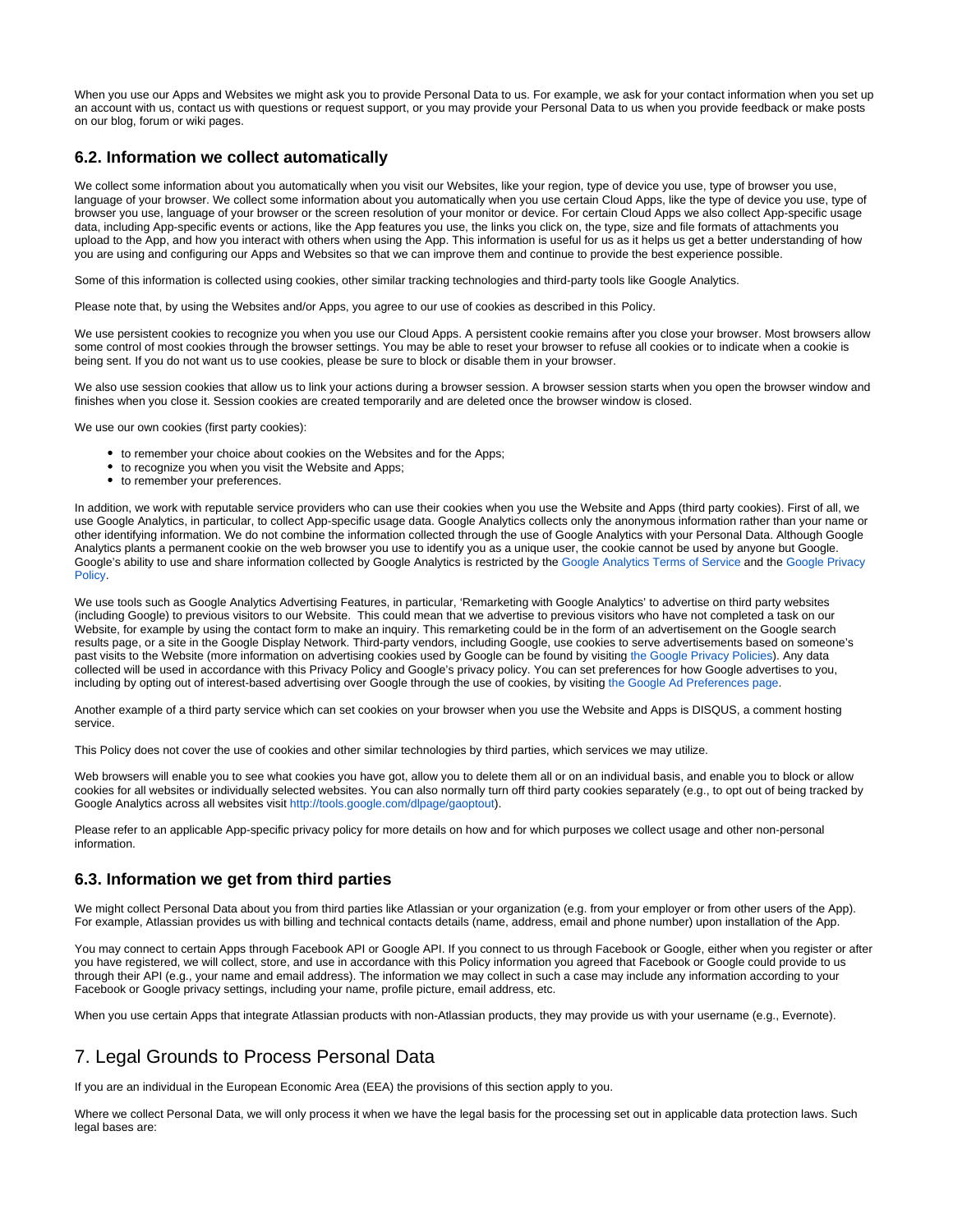When you use our Apps and Websites we might ask you to provide Personal Data to us. For example, we ask for your contact information when you set up an account with us, contact us with questions or request support, or you may provide your Personal Data to us when you provide feedback or make posts on our blog, forum or wiki pages.

### 6.2. Information we collect automatically

We collect some information about you automatically when you visit our Websites, like your region, type of device you use, type of browser you use, language of your browser. We collect some information about you automatically when you use certain Cloud Apps, like the type of device you use, type of browser you use, language of your browser or the screen resolution of your monitor or device. For certain Cloud Apps we also collect App-specific usage data, including App-specific events or actions, like the App features you use, the links you click on, the type, size and file formats of attachments you upload to the App, and how you interact with others when using the App. This information is useful for us as it helps us get a better understanding of how you are using and configuring our Apps and Websites so that we can improve them and continue to provide the best experience possible.

Some of this information is collected using cookies, other similar tracking technologies and third-party tools like Google Analytics.

Please note that, by using the Websites and/or Apps, you agree to our use of cookies as described in this Policy.

We use persistent cookies to recognize you when you use our Cloud Apps. A persistent cookie remains after you close your browser. Most browsers allow some control of most cookies through the browser settings. You may be able to reset your browser to refuse all cookies or to indicate when a cookie is being sent. If you do not want us to use cookies, please be sure to block or disable them in your browser.

We also use session cookies that allow us to link your actions during a browser session. A browser session starts when you open the browser window and finishes when you close it. Session cookies are created temporarily and are deleted once the browser window is closed.

We use our own cookies (first party cookies):

- to remember your choice about cookies on the Websites and for the Apps;
- to recognize you when you visit the Website and Apps;
- to remember your preferences.

In addition, we work with reputable service providers who can use their cookies when you use the Website and Apps (third party cookies). First of all, we use Google Analytics, in particular, to collect App-specific usage data. Google Analytics collects only the anonymous information rather than your name or other identifying information. We do not combine the information collected through the use of Google Analytics with your Personal Data. Although Google Analytics plants a permanent cookie on the web browser you use to identify you as a unique user, the cookie cannot be used by anyone but Google. Google's ability to use and share information collected by Google Analytics is restricted by the Google Analytics Terms of Service and the Google Privacy Policy.

We use tools such as Google Analytics Advertising Features, in particular, 'Remarketing with Google Analytics' to advertise on third party websites (including Google) to previous visitors to our Website. This could mean that we advertise to previous visitors who have not completed a task on our Website, for example by using the contact form to make an inquiry. This remarketing could be in the form of an advertisement on the Google search results page, or a site in the Google Display Network. Third-party vendors, including Google, use cookies to serve advertisements based on someone's past visits to the Website (more information on advertising cookies used by Google can be found by visiting the Google Privacy Policies). Any data collected will be used in accordance with this Privacy Policy and Google's privacy policy. You can set preferences for how Google advertises to you, including by opting out of interest-based advertising over Google through the use of cookies, by visiting the Google Ad Preferences page.

Another example of a third party service which can set cookies on your browser when you use the Website and Apps is DISQUS, a comment hosting service.

This Policy does not cover the use of cookies and other similar technologies by third parties, which services we may utilize.

Web browsers will enable you to see what cookies you have got, allow you to delete them all or on an individual basis, and enable you to block or allow cookies for all websites or individually selected websites. You can also normally turn off third party cookies separately (e.g., to opt out of being tracked by Google Analytics across all websites visit http://tools.google.com/dlpage/gaoptout).

Please refer to an applicable App-specific privacy policy for more details on how and for which purposes we collect usage and other non-personal information.

### 6.3. Information we get from third parties

We might collect Personal Data about you from third parties like Atlassian or your organization (e.g. from your employer or from other users of the App). For example, Atlassian provides us with billing and technical contacts details (name, address, email and phone number) upon installation of the App.

You may connect to certain Apps through Facebook API or Google API. If you connect to us through Facebook or Google, either when you register or after you have registered, we will collect, store, and use in accordance with this Policy information you agreed that Facebook or Google could provide to us through their API (e.g., your name and email address). The information we may collect in such a case may include any information according to your Facebook or Google privacy settings, including your name, profile picture, email address, etc.

When you use certain Apps that integrate Atlassian products with non-Atlassian products, they may provide us with your username (e.g., Evernote).

## 7. Legal Grounds to Process Personal Data

If you are an individual in the European Economic Area (EEA) the provisions of this section apply to you.

Where we collect Personal Data, we will only process it when we have the legal basis for the processing set out in applicable data protection laws. Such legal bases are: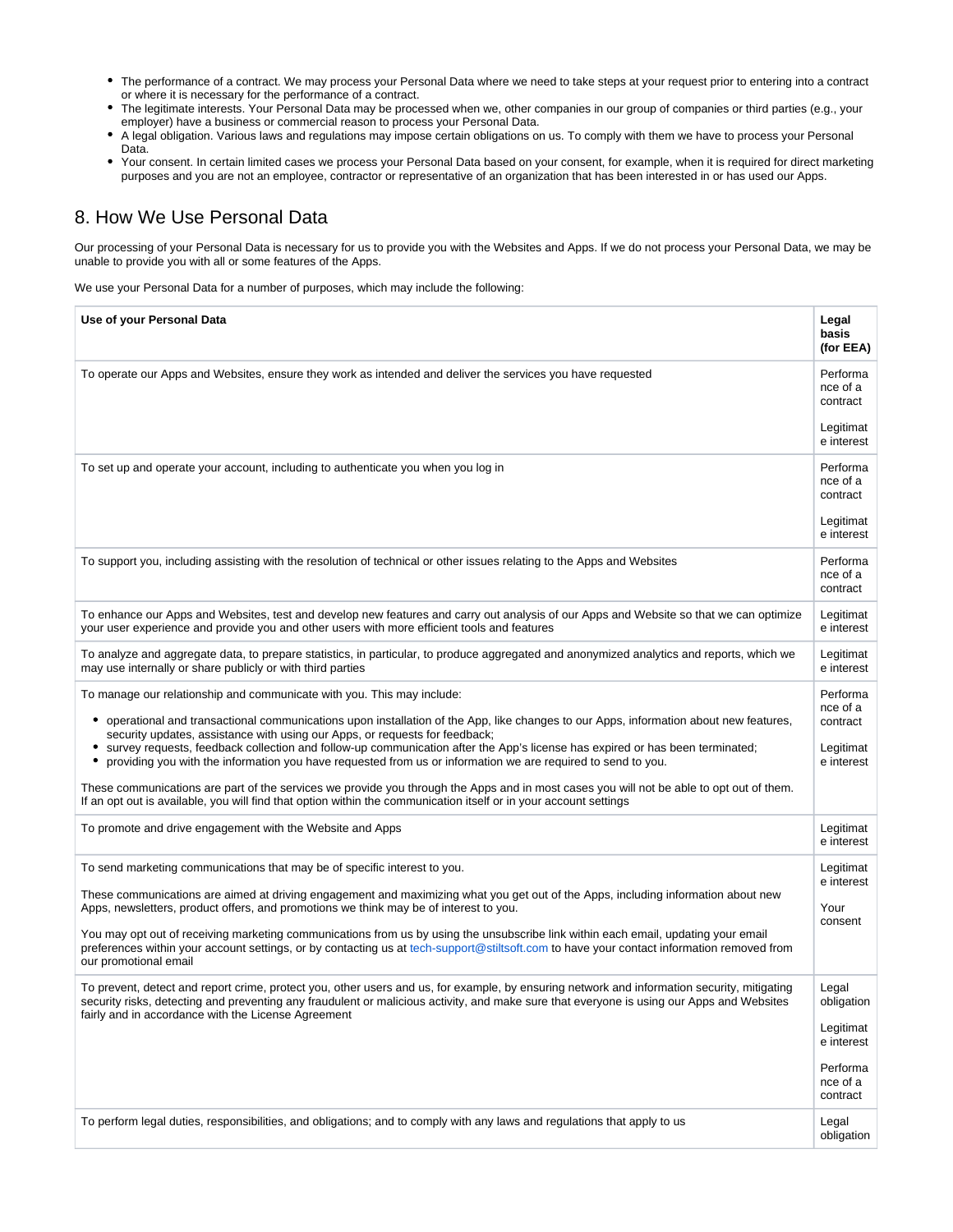- The performance of a contract. We may process your Personal Data where we need to take steps at your request prior to entering into a contract or where it is necessary for the performance of a contract.
- The legitimate interests. Your Personal Data may be processed when we, other companies in our group of companies or third parties (e.g., your employer) have a business or commercial reason to process your Personal Data.
- A legal obligation. Various laws and regulations may impose certain obligations on us. To comply with them we have to process your Personal Data.
- Your consent. In certain limited cases we process your Personal Data based on your consent, for example, when it is required for direct marketing purposes and you are not an employee, contractor or representative of an organization that has been interested in or has used our Apps.

## 8. How We Use Personal Data

Our processing of your Personal Data is necessary for us to provide you with the Websites and Apps. If we do not process your Personal Data, we may be unable to provide you with all or some features of the Apps.

We use your Personal Data for a number of purposes, which may include the following:

| Use of your Personal Data | Legal basis (for EEA) |
|---|---|
| To operate our Apps and Websites, ensure they work as intended and deliver the services you have requested | Performance of a contract<br><br>Legitimate interest |
| To set up and operate your account, including to authenticate you when you log in | Performance of a contract<br><br>Legitimate interest |
| To support you, including assisting with the resolution of technical or other issues relating to the Apps and Websites | Performance of a contract |
| To enhance our Apps and Websites, test and develop new features and carry out analysis of our Apps and Website so that we can optimize your user experience and provide you and other users with more efficient tools and features | Legitimate interest |
| To analyze and aggregate data, to prepare statistics, in particular, to produce aggregated and anonymized analytics and reports, which we may use internally or share publicly or with third parties | Legitimate interest |
| To manage our relationship and communicate with you. This may include:<br><br>• operational and transactional communications upon installation of the App, like changes to our Apps, information about new features, security updates, assistance with using our Apps, or requests for feedback;<br>• survey requests, feedback collection and follow-up communication after the App's license has expired or has been terminated;<br>• providing you with the information you have requested from us or information we are required to send to you.<br><br>These communications are part of the services we provide you through the Apps and in most cases you will not be able to opt out of them. If an opt out is available, you will find that option within the communication itself or in your account settings | Performance of a contract<br><br>Legitimate interest |
| To promote and drive engagement with the Website and Apps | Legitimate interest |
| To send marketing communications that may be of specific interest to you.<br><br>These communications are aimed at driving engagement and maximizing what you get out of the Apps, including information about new Apps, newsletters, product offers, and promotions we think may be of interest to you.<br><br>You may opt out of receiving marketing communications from us by using the unsubscribe link within each email, updating your email preferences within your account settings, or by contacting us at tech-support@stiltsoft.com to have your contact information removed from our promotional email | Legitimate interest<br><br>Your consent |
| To prevent, detect and report crime, protect you, other users and us, for example, by ensuring network and information security, mitigating security risks, detecting and preventing any fraudulent or malicious activity, and make sure that everyone is using our Apps and Websites fairly and in accordance with the License Agreement | Legal obligation<br><br>Legitimate interest<br><br>Performance of a contract |
| To perform legal duties, responsibilities, and obligations; and to comply with any laws and regulations that apply to us | Legal obligation |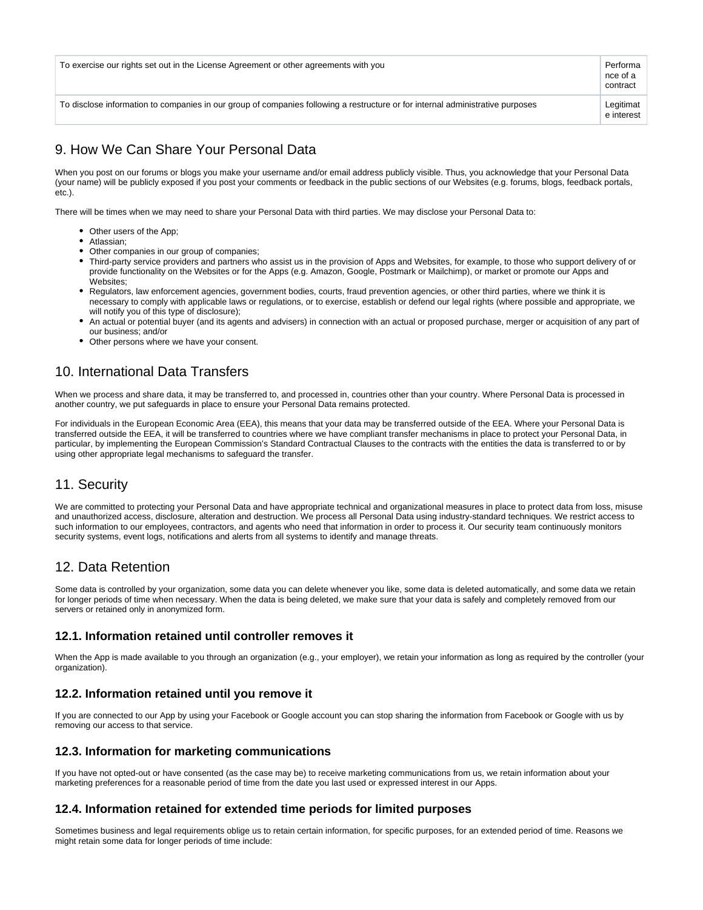| To exercise our rights set out in the License Agreement or other agreements with you | Performance of a contract |
| --- | --- |
| To disclose information to companies in our group of companies following a restructure or for internal administrative purposes | Legitimate interest |

## 9. How We Can Share Your Personal Data

When you post on our forums or blogs you make your username and/or email address publicly visible. Thus, you acknowledge that your Personal Data (your name) will be publicly exposed if you post your comments or feedback in the public sections of our Websites (e.g. forums, blogs, feedback portals, etc.).

There will be times when we may need to share your Personal Data with third parties. We may disclose your Personal Data to:

- Other users of the App;
- Atlassian;
- Other companies in our group of companies;
- Third-party service providers and partners who assist us in the provision of Apps and Websites, for example, to those who support delivery of or provide functionality on the Websites or for the Apps (e.g. Amazon, Google, Postmark or Mailchimp), or market or promote our Apps and Websites;
- Regulators, law enforcement agencies, government bodies, courts, fraud prevention agencies, or other third parties, where we think it is necessary to comply with applicable laws or regulations, or to exercise, establish or defend our legal rights (where possible and appropriate, we will notify you of this type of disclosure);
- An actual or potential buyer (and its agents and advisers) in connection with an actual or proposed purchase, merger or acquisition of any part of our business; and/or
- Other persons where we have your consent.

## 10. International Data Transfers

When we process and share data, it may be transferred to, and processed in, countries other than your country. Where Personal Data is processed in another country, we put safeguards in place to ensure your Personal Data remains protected.

For individuals in the European Economic Area (EEA), this means that your data may be transferred outside of the EEA. Where your Personal Data is transferred outside the EEA, it will be transferred to countries where we have compliant transfer mechanisms in place to protect your Personal Data, in particular, by implementing the European Commission's Standard Contractual Clauses to the contracts with the entities the data is transferred to or by using other appropriate legal mechanisms to safeguard the transfer.

## 11. Security

We are committed to protecting your Personal Data and have appropriate technical and organizational measures in place to protect data from loss, misuse and unauthorized access, disclosure, alteration and destruction. We process all Personal Data using industry-standard techniques. We restrict access to such information to our employees, contractors, and agents who need that information in order to process it. Our security team continuously monitors security systems, event logs, notifications and alerts from all systems to identify and manage threats.

## 12. Data Retention

Some data is controlled by your organization, some data you can delete whenever you like, some data is deleted automatically, and some data we retain for longer periods of time when necessary. When the data is being deleted, we make sure that your data is safely and completely removed from our servers or retained only in anonymized form.

### 12.1. Information retained until controller removes it

When the App is made available to you through an organization (e.g., your employer), we retain your information as long as required by the controller (your organization).

### 12.2. Information retained until you remove it

If you are connected to our App by using your Facebook or Google account you can stop sharing the information from Facebook or Google with us by removing our access to that service.

### 12.3. Information for marketing communications

If you have not opted-out or have consented (as the case may be) to receive marketing communications from us, we retain information about your marketing preferences for a reasonable period of time from the date you last used or expressed interest in our Apps.

### 12.4. Information retained for extended time periods for limited purposes

Sometimes business and legal requirements oblige us to retain certain information, for specific purposes, for an extended period of time. Reasons we might retain some data for longer periods of time include: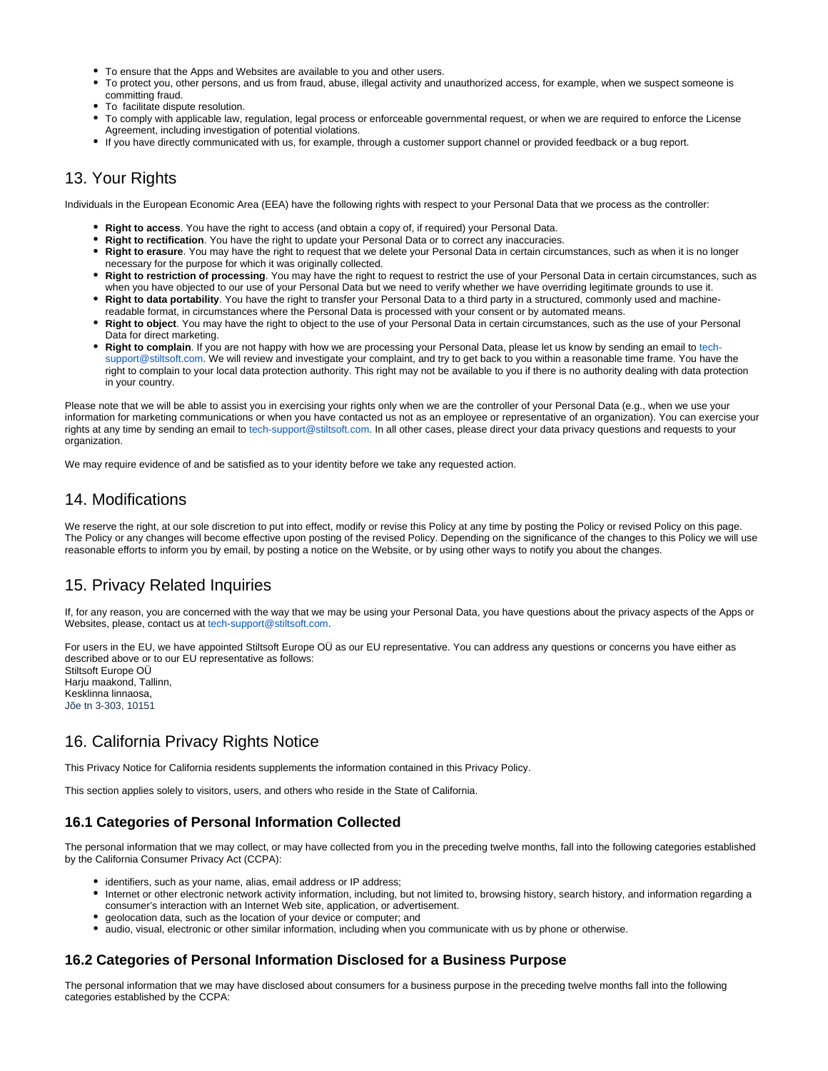- To ensure that the Apps and Websites are available to you and other users.
- To protect you, other persons, and us from fraud, abuse, illegal activity and unauthorized access, for example, when we suspect someone is committing fraud.
- To facilitate dispute resolution.
- To comply with applicable law, regulation, legal process or enforceable governmental request, or when we are required to enforce the License Agreement, including investigation of potential violations.
- If you have directly communicated with us, for example, through a customer support channel or provided feedback or a bug report.

## 13. Your Rights

Individuals in the European Economic Area (EEA) have the following rights with respect to your Personal Data that we process as the controller:

- **Right to access**. You have the right to access (and obtain a copy of, if required) your Personal Data.
- **Right to rectification**. You have the right to update your Personal Data or to correct any inaccuracies.
- **Right to erasure**. You may have the right to request that we delete your Personal Data in certain circumstances, such as when it is no longer necessary for the purpose for which it was originally collected.
- **Right to restriction of processing**. You may have the right to request to restrict the use of your Personal Data in certain circumstances, such as when you have objected to our use of your Personal Data but we need to verify whether we have overriding legitimate grounds to use it.
- **Right to data portability**. You have the right to transfer your Personal Data to a third party in a structured, commonly used and machine-readable format, in circumstances where the Personal Data is processed with your consent or by automated means.
- **Right to object**. You may have the right to object to the use of your Personal Data in certain circumstances, such as the use of your Personal Data for direct marketing.
- **Right to complain**. If you are not happy with how we are processing your Personal Data, please let us know by sending an email to tech-support@stiltsoft.com. We will review and investigate your complaint, and try to get back to you within a reasonable time frame. You have the right to complain to your local data protection authority. This right may not be available to you if there is no authority dealing with data protection in your country.

Please note that we will be able to assist you in exercising your rights only when we are the controller of your Personal Data (e.g., when we use your information for marketing communications or when you have contacted us not as an employee or representative of an organization). You can exercise your rights at any time by sending an email to tech-support@stiltsoft.com. In all other cases, please direct your data privacy questions and requests to your organization.

We may require evidence of and be satisfied as to your identity before we take any requested action.

## 14. Modifications

We reserve the right, at our sole discretion to put into effect, modify or revise this Policy at any time by posting the Policy or revised Policy on this page. The Policy or any changes will become effective upon posting of the revised Policy. Depending on the significance of the changes to this Policy we will use reasonable efforts to inform you by email, by posting a notice on the Website, or by using other ways to notify you about the changes.

## 15. Privacy Related Inquiries

If, for any reason, you are concerned with the way that we may be using your Personal Data, you have questions about the privacy aspects of the Apps or Websites, please, contact us at tech-support@stiltsoft.com.

For users in the EU, we have appointed Stiltsoft Europe OÜ as our EU representative. You can address any questions or concerns you have either as described above or to our EU representative as follows:
Stiltsoft Europe OÜ
Harju maakond, Tallinn,
Kesklinna linnaosa,
Jõe tn 3-303, 10151

## 16. California Privacy Rights Notice

This Privacy Notice for California residents supplements the information contained in this Privacy Policy.

This section applies solely to visitors, users, and others who reside in the State of California.

### 16.1 Categories of Personal Information Collected

The personal information that we may collect, or may have collected from you in the preceding twelve months, fall into the following categories established by the California Consumer Privacy Act (CCPA):

- identifiers, such as your name, alias, email address or IP address;
- Internet or other electronic network activity information, including, but not limited to, browsing history, search history, and information regarding a consumer's interaction with an Internet Web site, application, or advertisement.
- geolocation data, such as the location of your device or computer; and
- audio, visual, electronic or other similar information, including when you communicate with us by phone or otherwise.

### 16.2 Categories of Personal Information Disclosed for a Business Purpose

The personal information that we may have disclosed about consumers for a business purpose in the preceding twelve months fall into the following categories established by the CCPA: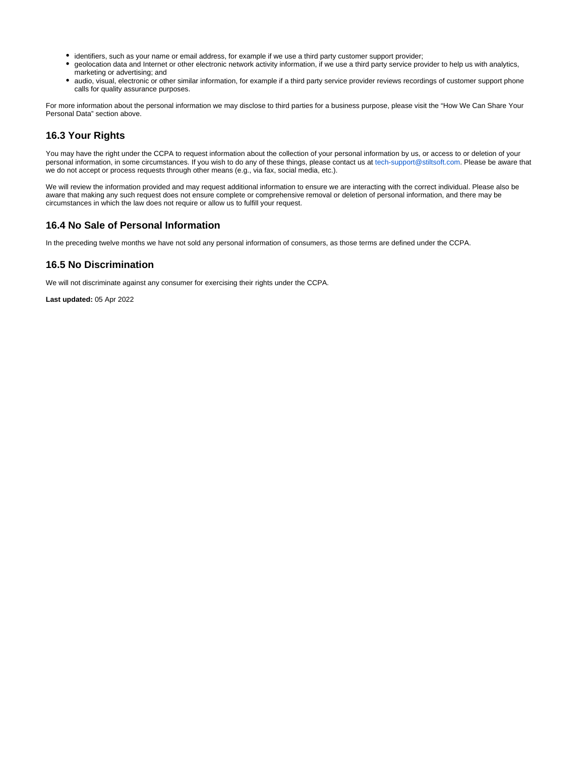- identifiers, such as your name or email address, for example if we use a third party customer support provider;
- geolocation data and Internet or other electronic network activity information, if we use a third party service provider to help us with analytics, marketing or advertising; and
- audio, visual, electronic or other similar information, for example if a third party service provider reviews recordings of customer support phone calls for quality assurance purposes.

For more information about the personal information we may disclose to third parties for a business purpose, please visit the "How We Can Share Your Personal Data" section above.

## 16.3 Your Rights

You may have the right under the CCPA to request information about the collection of your personal information by us, or access to or deletion of your personal information, in some circumstances. If you wish to do any of these things, please contact us at tech-support@stiltsoft.com. Please be aware that we do not accept or process requests through other means (e.g., via fax, social media, etc.).

We will review the information provided and may request additional information to ensure we are interacting with the correct individual. Please also be aware that making any such request does not ensure complete or comprehensive removal or deletion of personal information, and there may be circumstances in which the law does not require or allow us to fulfill your request.

## 16.4 No Sale of Personal Information

In the preceding twelve months we have not sold any personal information of consumers, as those terms are defined under the CCPA.

## 16.5 No Discrimination

We will not discriminate against any consumer for exercising their rights under the CCPA.

**Last updated:** 05 Apr 2022